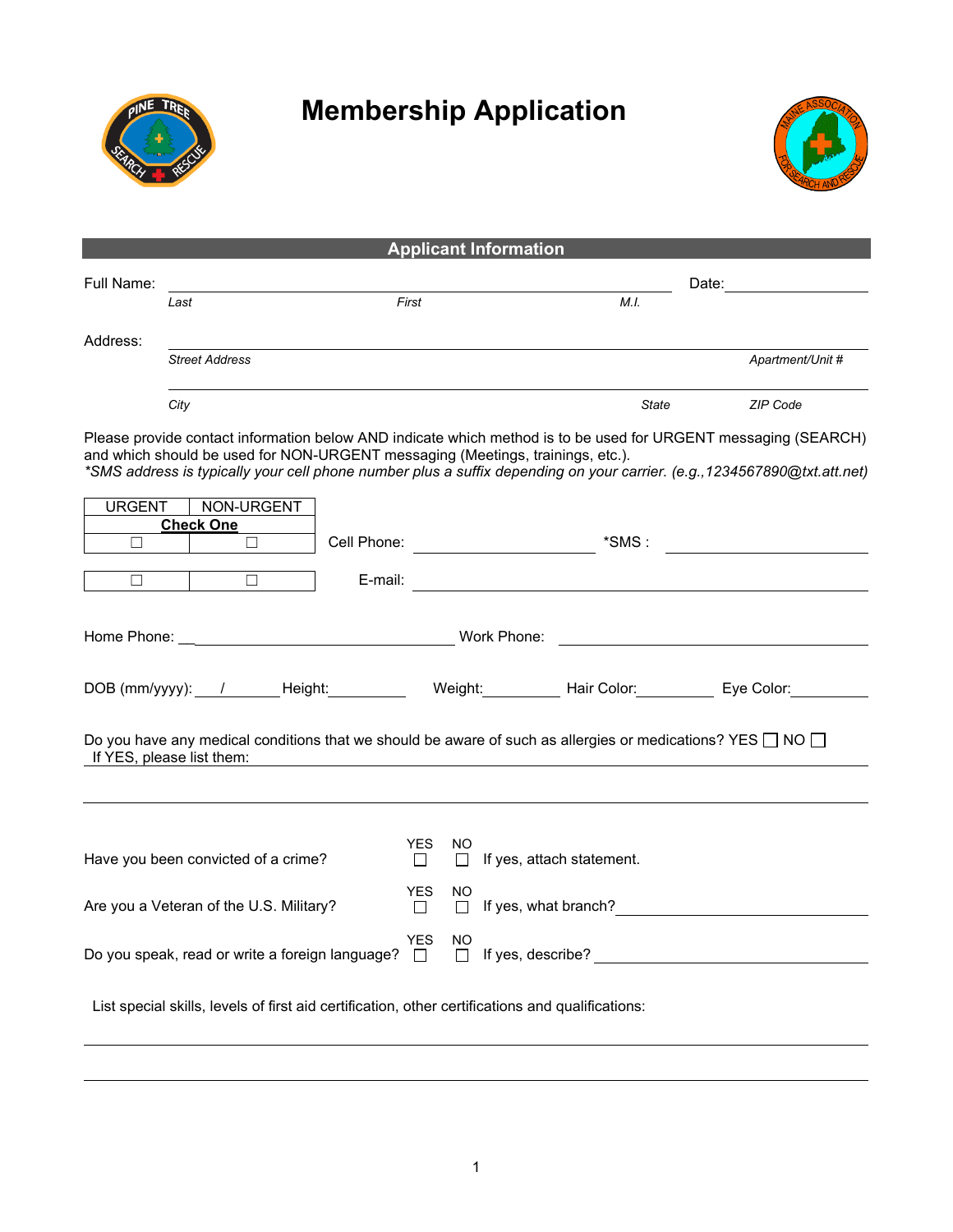# Membership Application

## Applicant Information

Full Name: ______________________________________________ Date: ______________

*Last* *First* *M.I.*

Address: ______________________________________________________________

*Street Address* *Apartment/Unit #*

______________________________________________________________

*City* *State* *ZIP Code*

Please provide contact information below AND indicate which method is to be used for URGENT messaging (SEARCH) and which should be used for NON-URGENT messaging (Meetings, trainings, etc.).
*\*SMS address is typically your cell phone number plus a suffix depending on your carrier. (e.g.,1234567890@txt.att.net)*

| URGENT | NON-URGENT | |
|---|---|---|
| **Check One** | | |
| ☐ | ☐ | Cell Phone: ______________ *SMS : ______________ |
| ☐ | ☐ | E-mail: ______________________________ |

Home Phone: ______________________ Work Phone: ______________________

DOB (mm/yyyy): ___/_______ Height: __________ Weight: __________ Hair Color: __________ Eye Color: __________

Do you have any medical conditions that we should be aware of such as allergies or medications? YES ☐ NO ☐
If YES, please list them: ______________________________________________

______________________________________________________________

| | YES | NO | |
|---|---|---|---|
| Have you been convicted of a crime? | ☐ | ☐ | If yes, attach statement. |
| Are you a Veteran of the U.S. Military? | ☐ | ☐ | If yes, what branch? ______________ |
| Do you speak, read or write a foreign language? | ☐ | ☐ | If yes, describe? ______________ |

List special skills, levels of first aid certification, other certifications and qualifications:

______________________________________________________________

______________________________________________________________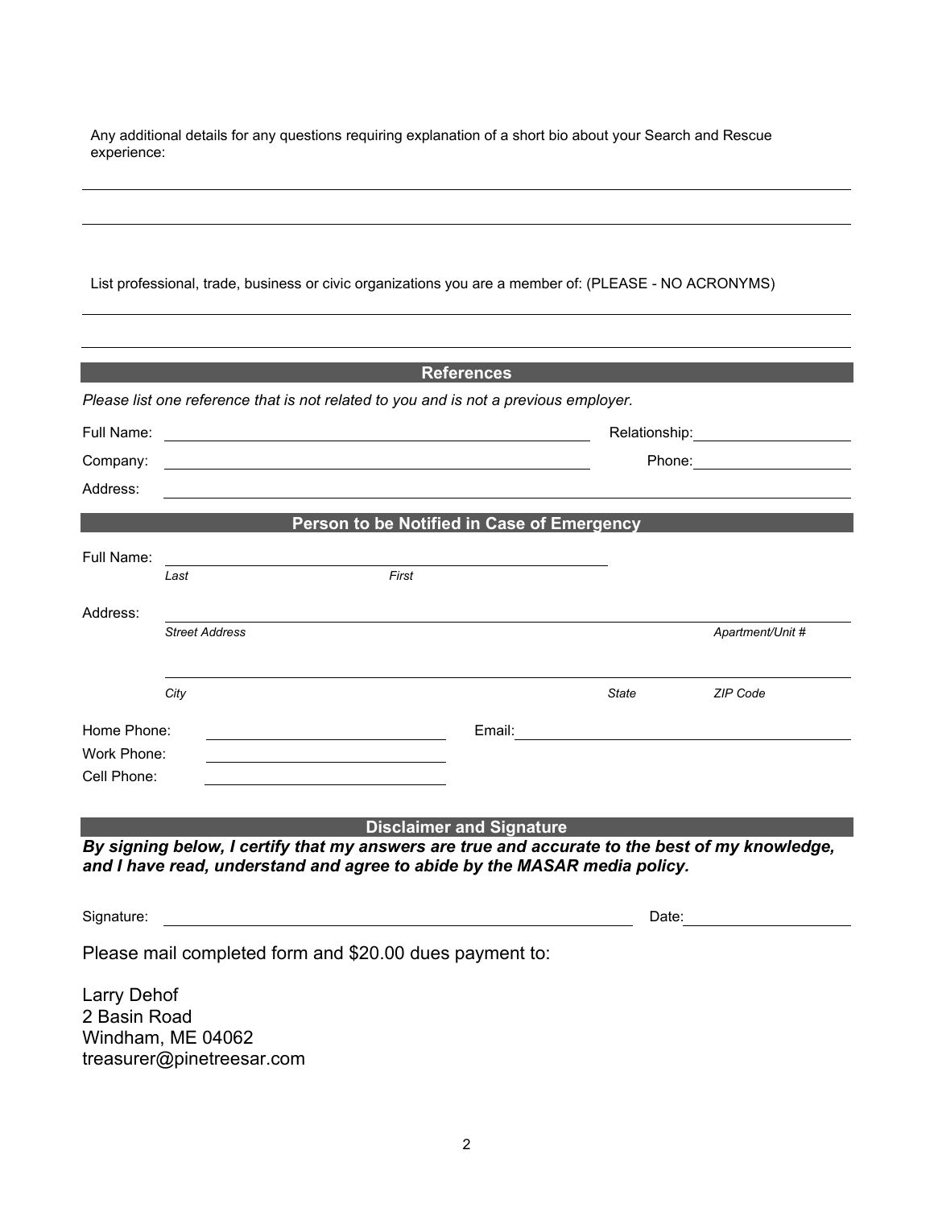Any additional details for any questions requiring explanation of a short bio about your Search and Rescue experience:

\_\_\_\_\_\_\_\_\_\_\_\_\_\_\_\_\_\_\_\_\_\_\_\_\_\_\_\_\_\_\_\_\_\_\_\_\_\_\_\_\_\_\_\_\_\_\_\_\_\_\_\_\_\_\_\_\_\_

\_\_\_\_\_\_\_\_\_\_\_\_\_\_\_\_\_\_\_\_\_\_\_\_\_\_\_\_\_\_\_\_\_\_\_\_\_\_\_\_\_\_\_\_\_\_\_\_\_\_\_\_\_\_\_\_\_\_

List professional, trade, business or civic organizations you are a member of: (PLEASE - NO ACRONYMS)

\_\_\_\_\_\_\_\_\_\_\_\_\_\_\_\_\_\_\_\_\_\_\_\_\_\_\_\_\_\_\_\_\_\_\_\_\_\_\_\_\_\_\_\_\_\_\_\_\_\_\_\_\_\_\_\_\_\_

\_\_\_\_\_\_\_\_\_\_\_\_\_\_\_\_\_\_\_\_\_\_\_\_\_\_\_\_\_\_\_\_\_\_\_\_\_\_\_\_\_\_\_\_\_\_\_\_\_\_\_\_\_\_\_\_\_\_

## References

*Please list one reference that is not related to you and is not a previous employer.*

Full Name: \_\_\_\_\_\_\_\_\_\_\_\_\_\_\_\_\_\_\_\_\_\_\_\_\_\_\_\_\_\_\_\_ Relationship: \_\_\_\_\_\_\_\_\_\_\_\_\_\_\_\_

Company: \_\_\_\_\_\_\_\_\_\_\_\_\_\_\_\_\_\_\_\_\_\_\_\_\_\_\_\_\_\_\_\_ Phone: \_\_\_\_\_\_\_\_\_\_\_\_\_\_\_\_

Address: \_\_\_\_\_\_\_\_\_\_\_\_\_\_\_\_\_\_\_\_\_\_\_\_\_\_\_\_\_\_\_\_\_\_\_\_\_\_\_\_\_\_\_\_\_\_\_\_\_\_\_\_

## Person to be Notified in Case of Emergency

Full Name: \_\_\_\_\_\_\_\_\_\_\_\_\_\_\_\_\_\_\_\_\_\_\_\_\_\_\_\_\_\_\_\_\_\_\_\_
*Last* *First*

Address: \_\_\_\_\_\_\_\_\_\_\_\_\_\_\_\_\_\_\_\_\_\_\_\_\_\_\_\_\_\_\_\_\_\_\_\_\_\_\_\_\_\_\_\_\_\_\_\_\_\_\_\_
*Street Address* *Apartment/Unit #*

\_\_\_\_\_\_\_\_\_\_\_\_\_\_\_\_\_\_\_\_\_\_\_\_\_\_\_\_\_\_\_\_\_\_\_\_\_\_\_\_\_\_\_\_\_\_\_\_\_\_\_\_
*City* *State* *ZIP Code*

Home Phone: \_\_\_\_\_\_\_\_\_\_\_\_\_\_\_\_\_\_\_\_ Email: \_\_\_\_\_\_\_\_\_\_\_\_\_\_\_\_\_\_\_\_\_\_\_\_\_\_\_\_

Work Phone: \_\_\_\_\_\_\_\_\_\_\_\_\_\_\_\_\_\_\_\_

Cell Phone: \_\_\_\_\_\_\_\_\_\_\_\_\_\_\_\_\_\_\_\_

## Disclaimer and Signature

***By signing below, I certify that my answers are true and accurate to the best of my knowledge, and I have read, understand and agree to abide by the MASAR media policy.***

Signature: \_\_\_\_\_\_\_\_\_\_\_\_\_\_\_\_\_\_\_\_\_\_\_\_\_\_\_\_\_\_\_\_\_\_\_\_\_\_\_\_ Date: \_\_\_\_\_\_\_\_\_\_\_\_\_\_\_\_

Please mail completed form and $20.00 dues payment to:

Larry Dehof
2 Basin Road
Windham, ME 04062
treasurer@pinetreesar.com